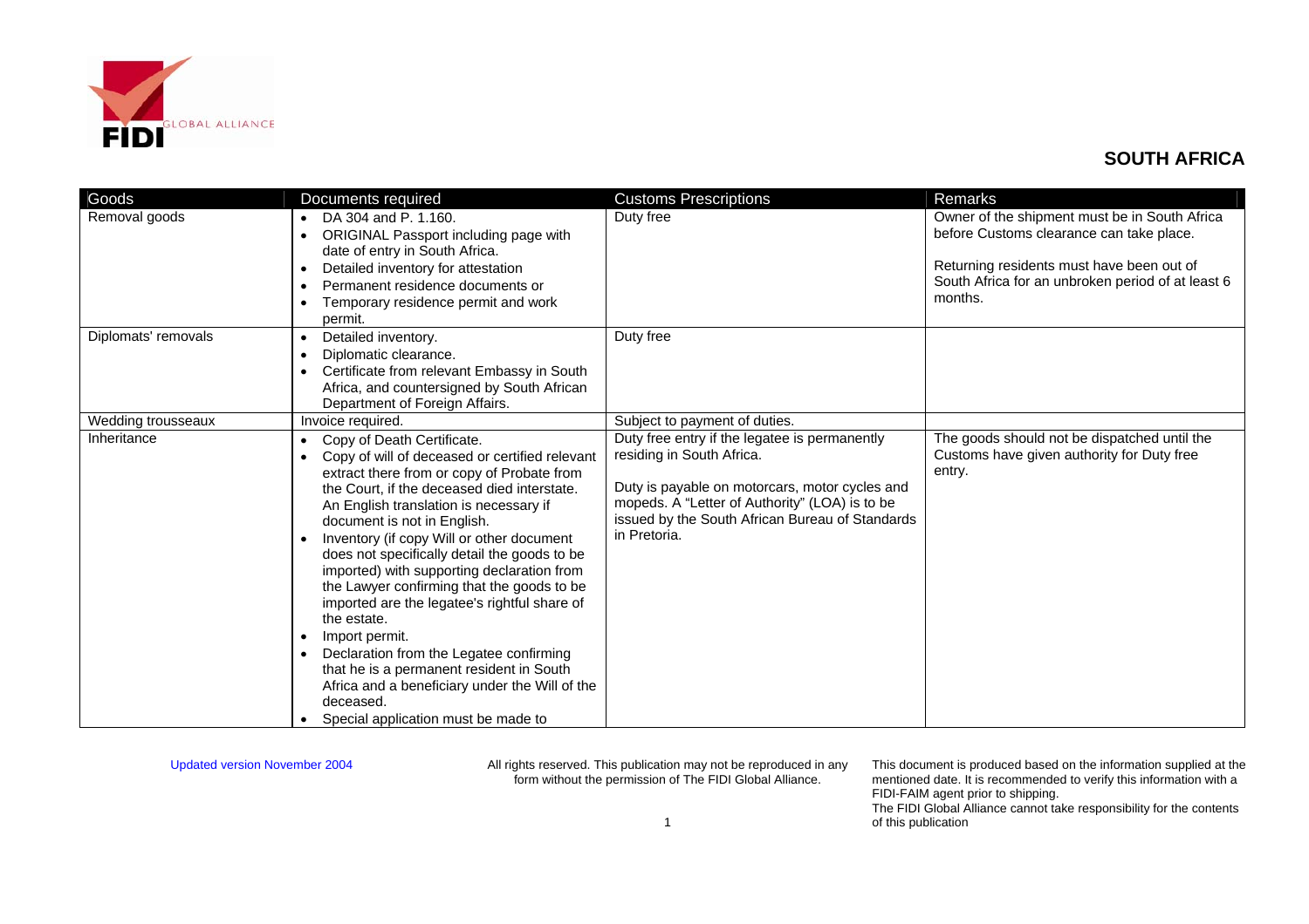# SOUTH AFRICA

| Goods | Documents required | Customs Prescriptions | Remarks |
|---|---|---|---|
| Removal goods | • DA 304 and P. 1.160.<br>• ORIGINAL Passport including page with date of entry in South Africa.<br>• Detailed inventory for attestation<br>• Permanent residence documents or<br>• Temporary residence permit and work permit. | Duty free | Owner of the shipment must be in South Africa before Customs clearance can take place.<br><br>Returning residents must have been out of South Africa for an unbroken period of at least 6 months. |
| Diplomats' removals | • Detailed inventory.<br>• Diplomatic clearance.<br>• Certificate from relevant Embassy in South Africa, and countersigned by South African Department of Foreign Affairs. | Duty free | |
| Wedding trousseaux | Invoice required. | Subject to payment of duties. | |
| Inheritance | • Copy of Death Certificate.<br>• Copy of will of deceased or certified relevant extract there from or copy of Probate from the Court, if the deceased died interstate. An English translation is necessary if document is not in English.<br>• Inventory (if copy Will or other document does not specifically detail the goods to be imported) with supporting declaration from the Lawyer confirming that the goods to be imported are the legatee's rightful share of the estate.<br>• Import permit.<br>• Declaration from the Legatee confirming that he is a permanent resident in South Africa and a beneficiary under the Will of the deceased.<br>• Special application must be made to | Duty free entry if the legatee is permanently residing in South Africa.<br><br>Duty is payable on motorcars, motor cycles and mopeds. A "Letter of Authority" (LOA) is to be issued by the South African Bureau of Standards in Pretoria. | The goods should not be dispatched until the Customs have given authority for Duty free entry. |

Updated version November 2004

All rights reserved. This publication may not be reproduced in any form without the permission of The FIDI Global Alliance.

This document is produced based on the information supplied at the mentioned date. It is recommended to verify this information with a FIDI-FAIM agent prior to shipping.
The FIDI Global Alliance cannot take responsibility for the contents of this publication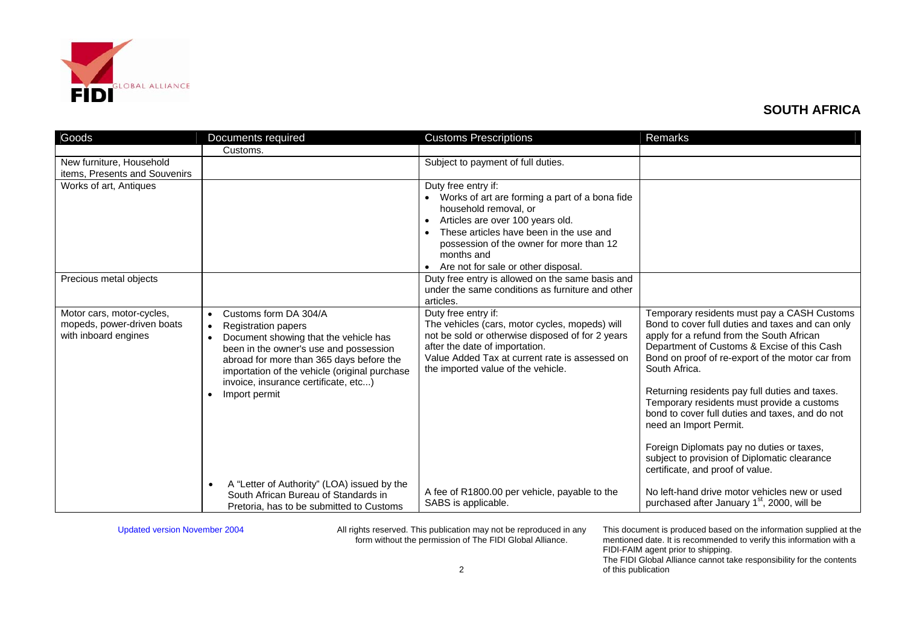## SOUTH AFRICA

| Goods | Documents required | Customs Prescriptions | Remarks |
|---|---|---|---|
| | Customs. | | |
| New furniture, Household items, Presents and Souvenirs | | Subject to payment of full duties. | |
| Works of art, Antiques | | Duty free entry if:<br>• Works of art are forming a part of a bona fide household removal, or<br>• Articles are over 100 years old.<br>• These articles have been in the use and possession of the owner for more than 12 months and<br>• Are not for sale or other disposal. | |
| Precious metal objects | | Duty free entry is allowed on the same basis and under the same conditions as furniture and other articles. | |
| Motor cars, motor-cycles, mopeds, power-driven boats with inboard engines | • Customs form DA 304/A<br>• Registration papers<br>• Document showing that the vehicle has been in the owner's use and possession abroad for more than 365 days before the importation of the vehicle (original purchase invoice, insurance certificate, etc...)<br>• Import permit<br><br>• A "Letter of Authority" (LOA) issued by the South African Bureau of Standards in Pretoria, has to be submitted to Customs | Duty free entry if:<br>The vehicles (cars, motor cycles, mopeds) will not be sold or otherwise disposed of for 2 years after the date of importation.<br>Value Added Tax at current rate is assessed on the imported value of the vehicle.<br><br>A fee of R1800.00 per vehicle, payable to the SABS is applicable. | Temporary residents must pay a CASH Customs Bond to cover full duties and taxes and can only apply for a refund from the South African Department of Customs & Excise of this Cash Bond on proof of re-export of the motor car from South Africa.<br><br>Returning residents pay full duties and taxes. Temporary residents must provide a customs bond to cover full duties and taxes, and do not need an Import Permit.<br><br>Foreign Diplomats pay no duties or taxes, subject to provision of Diplomatic clearance certificate, and proof of value.<br><br>No left-hand drive motor vehicles new or used purchased after January 1st, 2000, will be |

Updated version November 2004

All rights reserved. This publication may not be reproduced in any form without the permission of The FIDI Global Alliance.

This document is produced based on the information supplied at the mentioned date. It is recommended to verify this information with a FIDI-FAIM agent prior to shipping.
The FIDI Global Alliance cannot take responsibility for the contents of this publication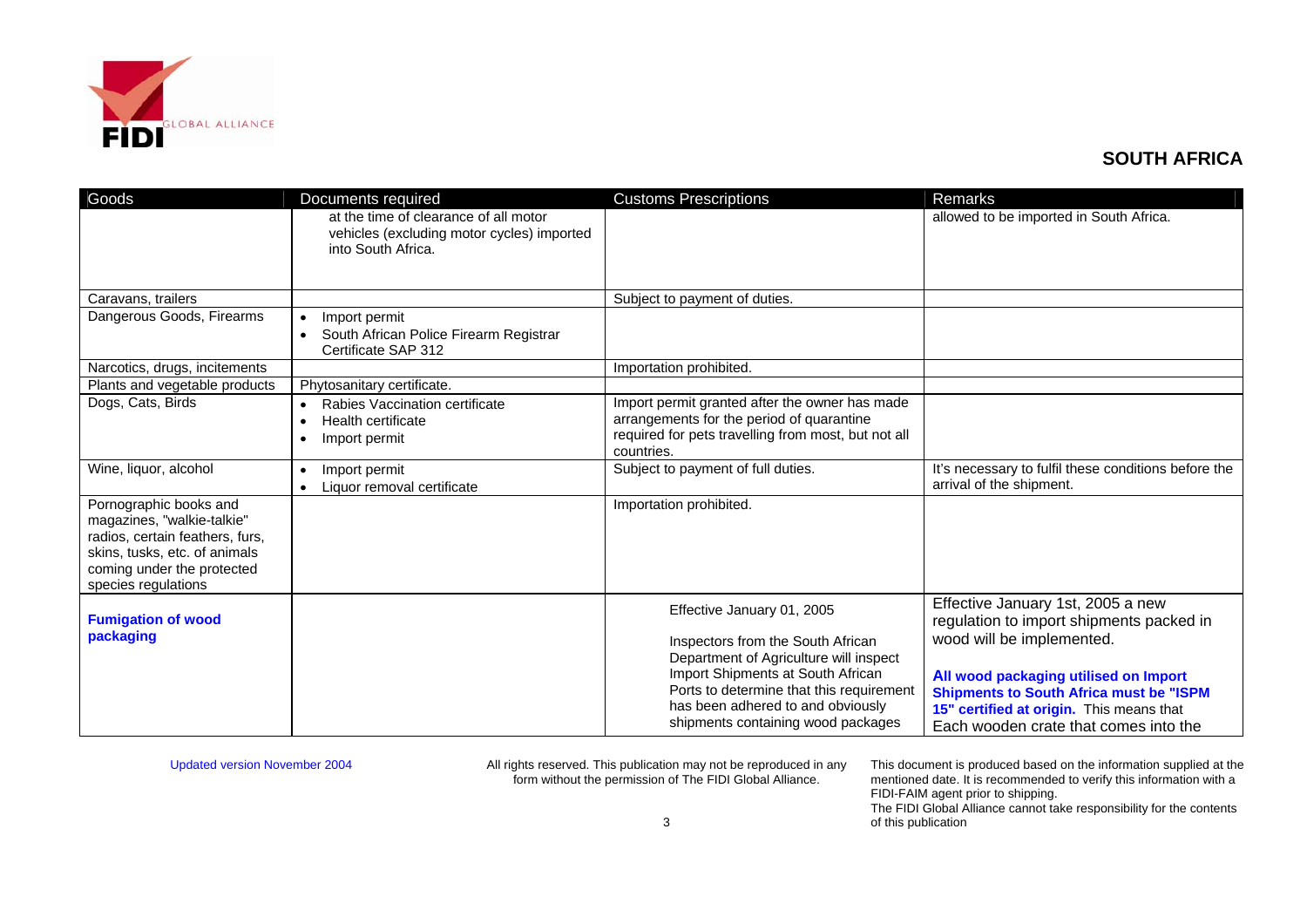## SOUTH AFRICA

| Goods | Documents required | Customs Prescriptions | Remarks |
|---|---|---|---|
| | at the time of clearance of all motor vehicles (excluding motor cycles) imported into South Africa. | | allowed to be imported in South Africa. |
| Caravans, trailers | | Subject to payment of duties. | |
| Dangerous Goods, Firearms | • Import permit<br>• South African Police Firearm Registrar Certificate SAP 312 | | |
| Narcotics, drugs, incitements | | Importation prohibited. | |
| Plants and vegetable products | Phytosanitary certificate. | | |
| Dogs, Cats, Birds | • Rabies Vaccination certificate<br>• Health certificate<br>• Import permit | Import permit granted after the owner has made arrangements for the period of quarantine required for pets travelling from most, but not all countries. | |
| Wine, liquor, alcohol | • Import permit<br>• Liquor removal certificate | Subject to payment of full duties. | It's necessary to fulfil these conditions before the arrival of the shipment. |
| Pornographic books and magazines, "walkie-talkie" radios, certain feathers, furs, skins, tusks, etc. of animals coming under the protected species regulations | | Importation prohibited. | |
| **Fumigation of wood packaging** | | Effective January 01, 2005<br><br>Inspectors from the South African Department of Agriculture will inspect Import Shipments at South African Ports to determine that this requirement has been adhered to and obviously shipments containing wood packages | Effective January 1st, 2005 a new regulation to import shipments packed in wood will be implemented.<br><br>**All wood packaging utilised on Import Shipments to South Africa must be "ISPM 15" certified at origin.** This means that Each wooden crate that comes into the |

Updated version November 2004

All rights reserved. This publication may not be reproduced in any form without the permission of The FIDI Global Alliance.

This document is produced based on the information supplied at the mentioned date. It is recommended to verify this information with a FIDI-FAIM agent prior to shipping.
The FIDI Global Alliance cannot take responsibility for the contents of this publication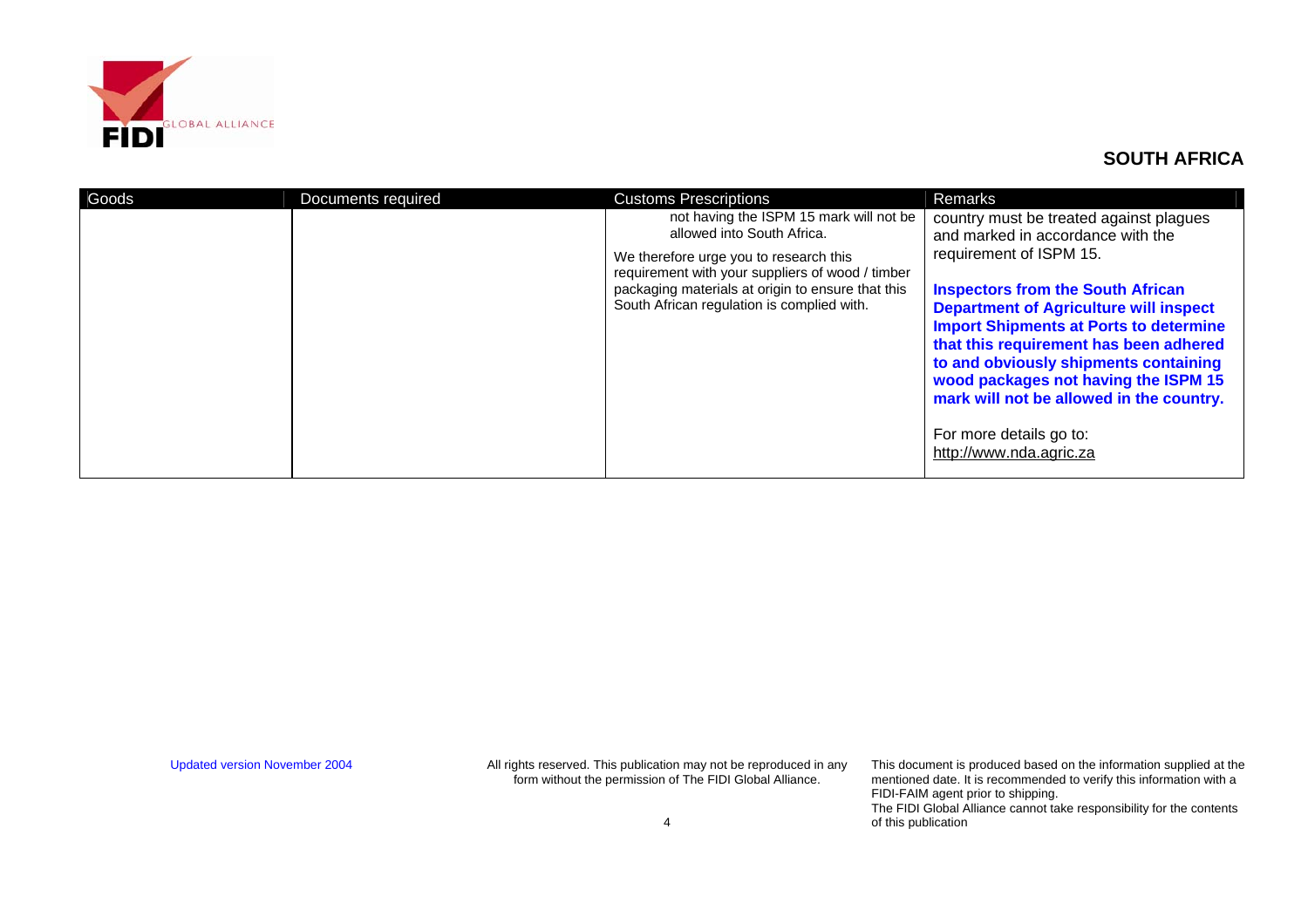## SOUTH AFRICA

| Goods | Documents required | Customs Prescriptions | Remarks |
|---|---|---|---|
| | | not having the ISPM 15 mark will not be allowed into South Africa.<br><br>We therefore urge you to research this requirement with your suppliers of wood / timber packaging materials at origin to ensure that this South African regulation is complied with. | country must be treated against plagues and marked in accordance with the requirement of ISPM 15.<br><br>**Inspectors from the South African Department of Agriculture will inspect Import Shipments at Ports to determine that this requirement has been adhered to and obviously shipments containing wood packages not having the ISPM 15 mark will not be allowed in the country.**<br><br>For more details go to: http://www.nda.agric.za |

Updated version November 2004

All rights reserved. This publication may not be reproduced in any form without the permission of The FIDI Global Alliance.

This document is produced based on the information supplied at the mentioned date. It is recommended to verify this information with a FIDI-FAIM agent prior to shipping.
The FIDI Global Alliance cannot take responsibility for the contents of this publication